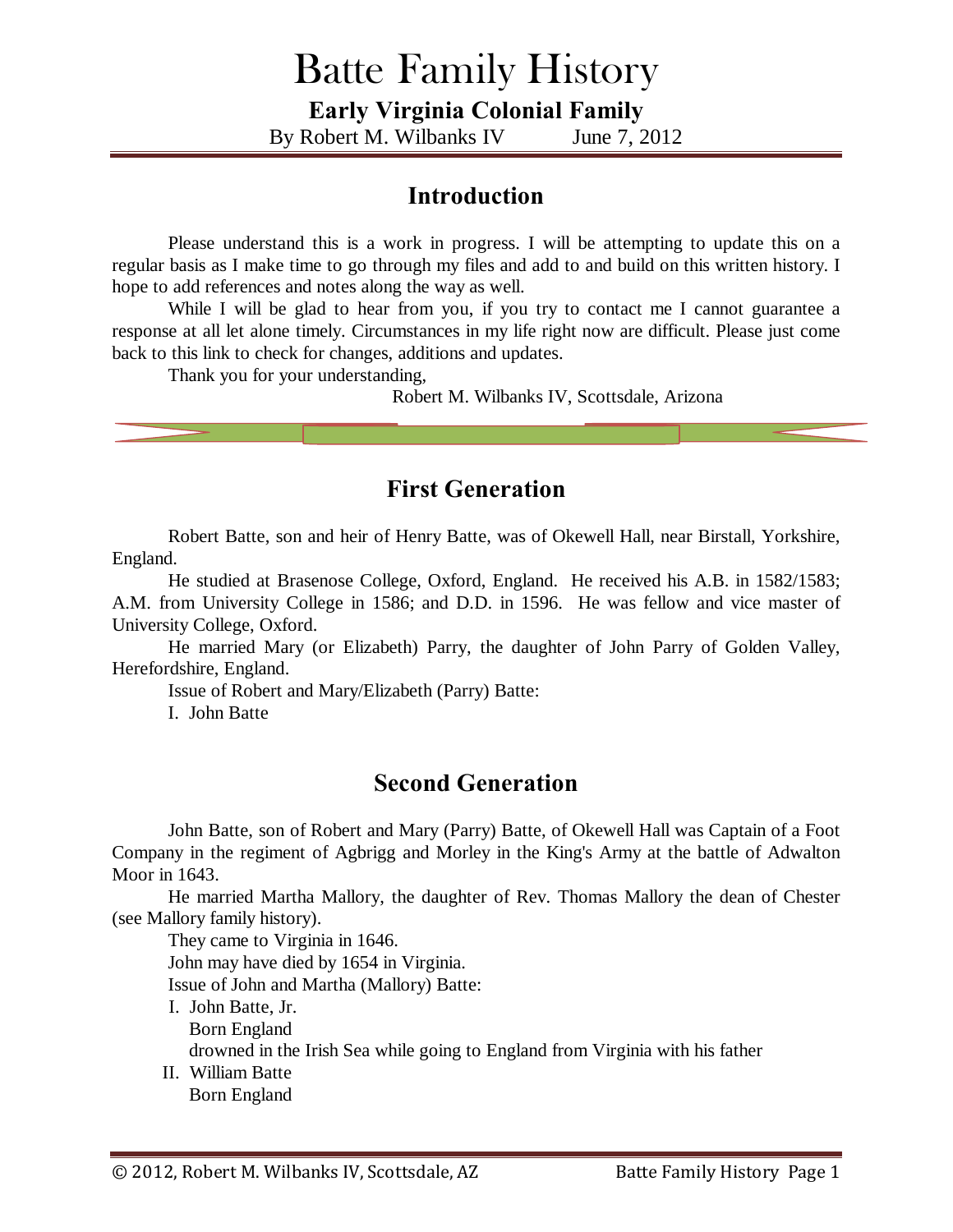# Batte Family History

**Early Virginia Colonial Family**

By Robert M. Wilbanks IV June 7, 2012

## Introduction

Please understand this is a work in progress. I will be attempting to update this on a regular basis as I make time to go through my files and add to and build on this written history. I hope to add references and notes along the way as well.

While I will be glad to hear from you, if you try to contact me I cannot guarantee a response at all let alone timely. Circumstances in my life right now are difficult. Please just come back to this link to check for changes, additions and updates.

Thank you for your understanding,

Robert M. Wilbanks IV, Scottsdale, Arizona

## First Generation

Robert Batte, son and heir of Henry Batte, was of Okewell Hall, near Birstall, Yorkshire, England.

He studied at Brasenose College, Oxford, England. He received his A.B. in 1582/1583; A.M. from University College in 1586; and D.D. in 1596. He was fellow and vice master of University College, Oxford.

He married Mary (or Elizabeth) Parry, the daughter of John Parry of Golden Valley, Herefordshire, England.

Issue of Robert and Mary/Elizabeth (Parry) Batte:

I. John Batte

## Second Generation

John Batte, son of Robert and Mary (Parry) Batte, of Okewell Hall was Captain of a Foot Company in the regiment of Agbrigg and Morley in the King's Army at the battle of Adwalton Moor in 1643.

He married Martha Mallory, the daughter of Rev. Thomas Mallory the dean of Chester (see Mallory family history).

They came to Virginia in 1646.

John may have died by 1654 in Virginia.

Issue of John and Martha (Mallory) Batte:

I. John Batte, Jr.
   Born England
   drowned in the Irish Sea while going to England from Virginia with his father

II. William Batte
   Born England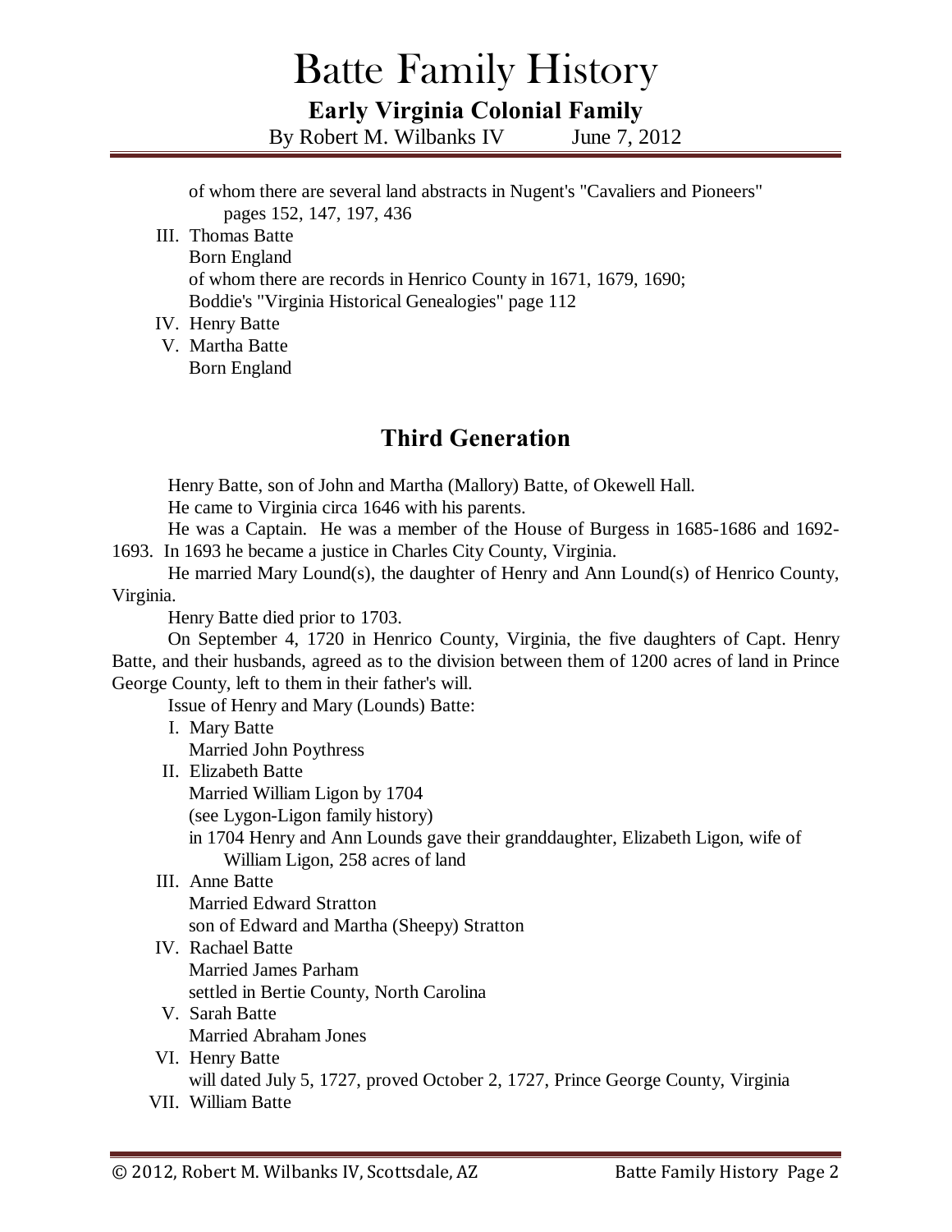of whom there are several land abstracts in Nugent's "Cavaliers and Pioneers" pages 152, 147, 197, 436

III. Thomas Batte
    Born England
    of whom there are records in Henrico County in 1671, 1679, 1690;
    Boddie's "Virginia Historical Genealogies" page 112

IV. Henry Batte

V. Martha Batte
    Born England

## Third Generation

Henry Batte, son of John and Martha (Mallory) Batte, of Okewell Hall.

He came to Virginia circa 1646 with his parents.

He was a Captain. He was a member of the House of Burgess in 1685-1686 and 1692-1693. In 1693 he became a justice in Charles City County, Virginia.

He married Mary Lound(s), the daughter of Henry and Ann Lound(s) of Henrico County, Virginia.

Henry Batte died prior to 1703.

On September 4, 1720 in Henrico County, Virginia, the five daughters of Capt. Henry Batte, and their husbands, agreed as to the division between them of 1200 acres of land in Prince George County, left to them in their father's will.

Issue of Henry and Mary (Lounds) Batte:

I. Mary Batte
    Married John Poythress

II. Elizabeth Batte
    Married William Ligon by 1704
    (see Lygon-Ligon family history)
    in 1704 Henry and Ann Lounds gave their granddaughter, Elizabeth Ligon, wife of William Ligon, 258 acres of land

III. Anne Batte
    Married Edward Stratton
    son of Edward and Martha (Sheepy) Stratton

IV. Rachael Batte
    Married James Parham
    settled in Bertie County, North Carolina

V. Sarah Batte
    Married Abraham Jones

VI. Henry Batte
    will dated July 5, 1727, proved October 2, 1727, Prince George County, Virginia

VII. William Batte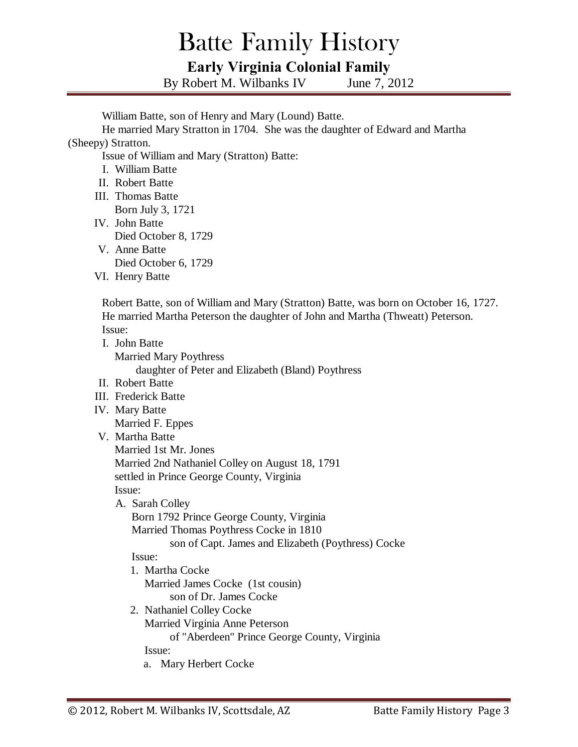# Batte Family History

**Early Virginia Colonial Family**

By Robert M. Wilbanks IV June 7, 2012

William Batte, son of Henry and Mary (Lound) Batte.

He married Mary Stratton in 1704. She was the daughter of Edward and Martha (Sheepy) Stratton.

Issue of William and Mary (Stratton) Batte:

- I. William Batte
- II. Robert Batte
- III. Thomas Batte
  Born July 3, 1721
- IV. John Batte
  Died October 8, 1729
- V. Anne Batte
  Died October 6, 1729
- VI. Henry Batte

Robert Batte, son of William and Mary (Stratton) Batte, was born on October 16, 1727.

He married Martha Peterson the daughter of John and Martha (Thweatt) Peterson.

Issue:

- I. John Batte
  Married Mary Poythress
  daughter of Peter and Elizabeth (Bland) Poythress
- II. Robert Batte
- III. Frederick Batte
- IV. Mary Batte
  Married F. Eppes
- V. Martha Batte
  Married 1st Mr. Jones
  Married 2nd Nathaniel Colley on August 18, 1791
  settled in Prince George County, Virginia
  Issue:
  - A. Sarah Colley
    Born 1792 Prince George County, Virginia
    Married Thomas Poythress Cocke in 1810
    son of Capt. James and Elizabeth (Poythress) Cocke
    Issue:
    1. Martha Cocke
       Married James Cocke (1st cousin)
       son of Dr. James Cocke
    2. Nathaniel Colley Cocke
       Married Virginia Anne Peterson
       of "Aberdeen" Prince George County, Virginia
       Issue:
       a. Mary Herbert Cocke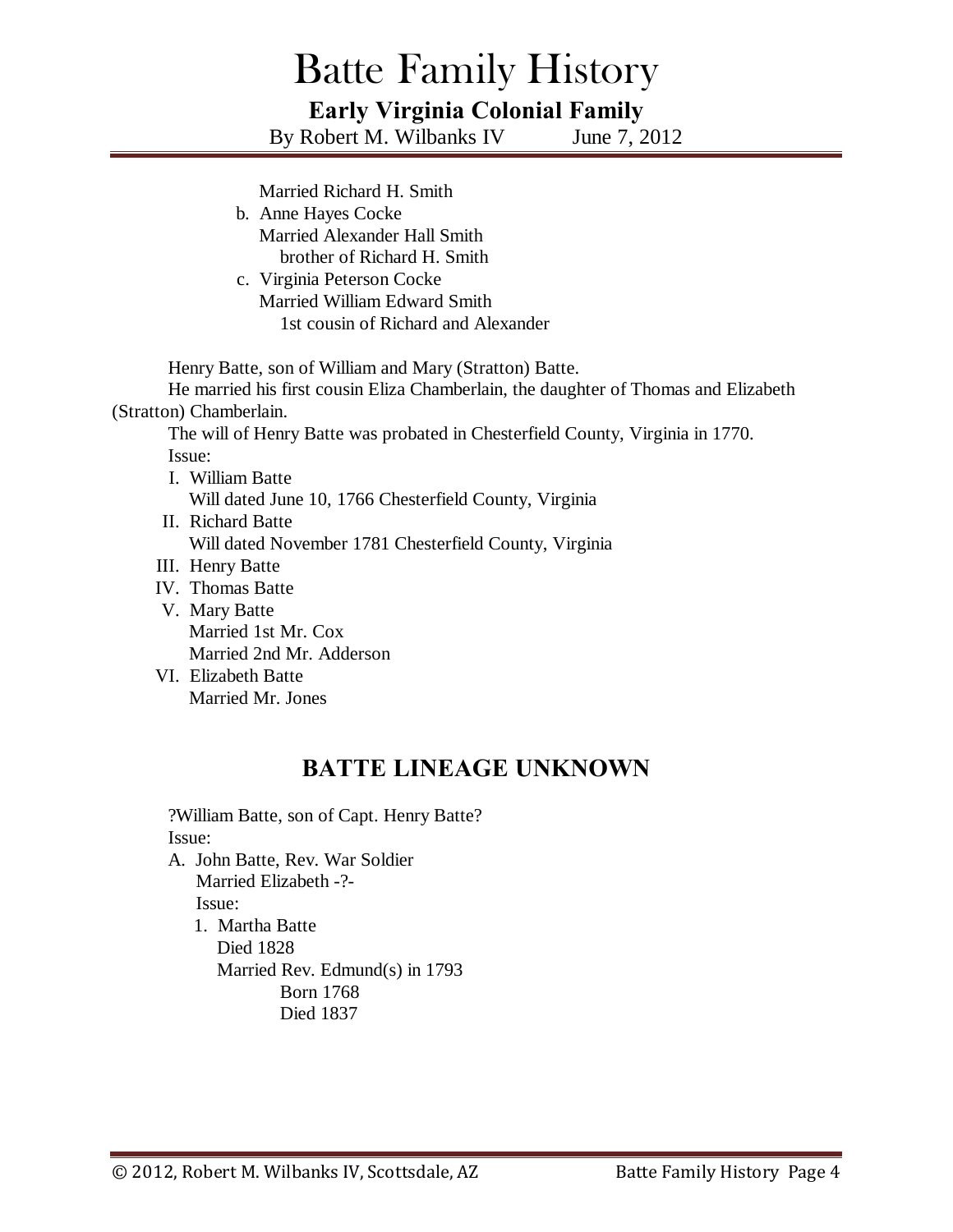Married Richard H. Smith

b. Anne Hayes Cocke
   Married Alexander Hall Smith
   brother of Richard H. Smith
c. Virginia Peterson Cocke
   Married William Edward Smith
   1st cousin of Richard and Alexander

Henry Batte, son of William and Mary (Stratton) Batte.

He married his first cousin Eliza Chamberlain, the daughter of Thomas and Elizabeth (Stratton) Chamberlain.

The will of Henry Batte was probated in Chesterfield County, Virginia in 1770.

Issue:

I. William Batte
   Will dated June 10, 1766 Chesterfield County, Virginia
II. Richard Batte
   Will dated November 1781 Chesterfield County, Virginia
III. Henry Batte
IV. Thomas Batte
V. Mary Batte
   Married 1st Mr. Cox
   Married 2nd Mr. Adderson
VI. Elizabeth Batte
   Married Mr. Jones

## BATTE LINEAGE UNKNOWN

?William Batte, son of Capt. Henry Batte?

Issue:

A. John Batte, Rev. War Soldier
   Married Elizabeth -?-
   Issue:
   1. Martha Batte
      Died 1828
      Married Rev. Edmund(s) in 1793
      Born 1768
      Died 1837